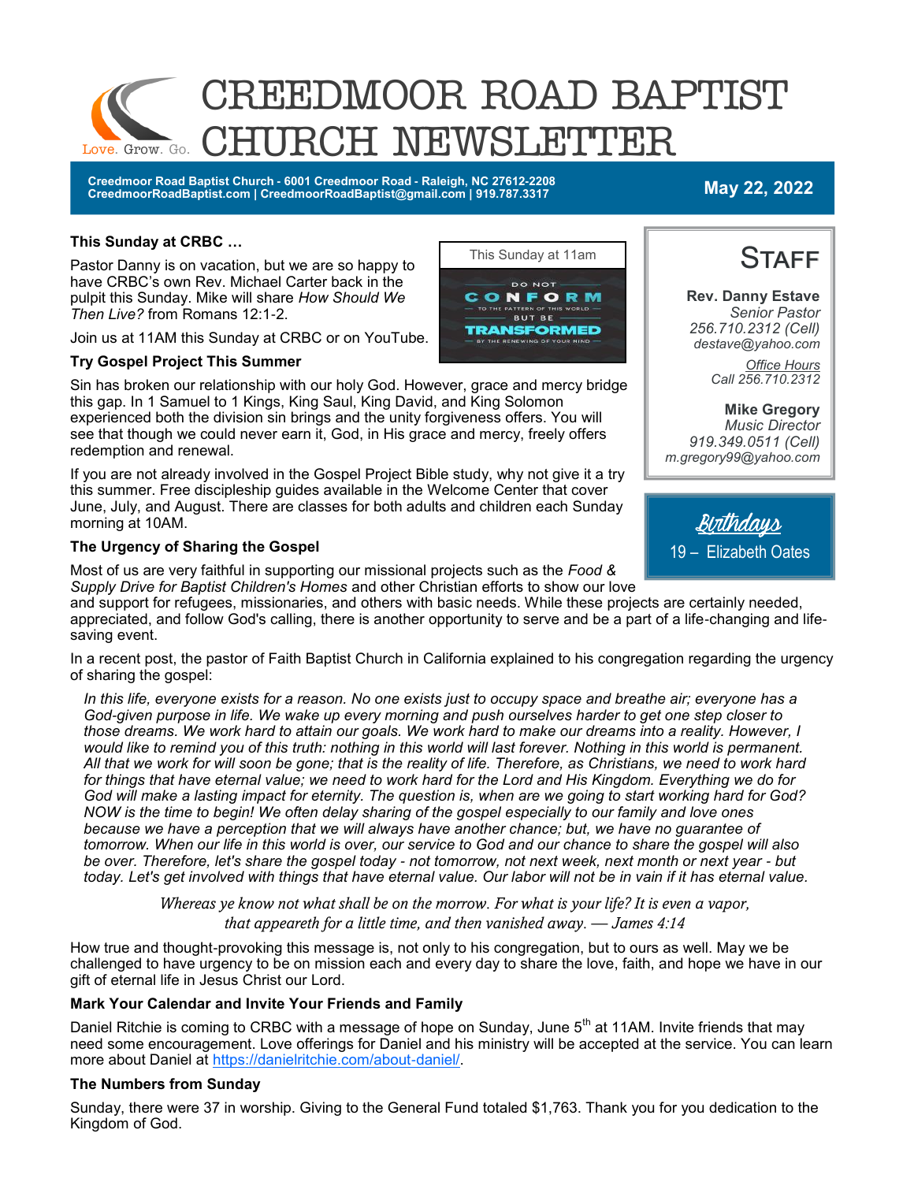# CREEDMOOR ROAD BAPTIST CHURCH NEWSLETTER

Love. Grow. Go.

**Creedmoor Road Baptist Church - 6001 Creedmoor Road - Raleigh, NC 27612-2208**
**CreedmoorRoadBaptist.com | CreedmoorRoadBaptist@gmail.com | 919.787.3317**

**May 22, 2022**

### This Sunday at CRBC …

Pastor Danny is on vacation, but we are so happy to have CRBC's own Rev. Michael Carter back in the pulpit this Sunday. Mike will share *How Should We Then Live?* from Romans 12:1-2.

Join us at 11AM this Sunday at CRBC or on YouTube.

This Sunday at 11am

DO NOT CONFORM TO THE PATTERN OF THIS WORLD BUT BE TRANSFORMED BY THE RENEWING OF YOUR MIND

### Try Gospel Project This Summer

Sin has broken our relationship with our holy God. However, grace and mercy bridge this gap. In 1 Samuel to 1 Kings, King Saul, King David, and King Solomon experienced both the division sin brings and the unity forgiveness offers. You will see that though we could never earn it, God, in His grace and mercy, freely offers redemption and renewal.

If you are not already involved in the Gospel Project Bible study, why not give it a try this summer. Free discipleship guides available in the Welcome Center that cover June, July, and August. There are classes for both adults and children each Sunday morning at 10AM.

### The Urgency of Sharing the Gospel

Most of us are very faithful in supporting our missional projects such as the *Food & Supply Drive for Baptist Children's Homes* and other Christian efforts to show our love and support for refugees, missionaries, and others with basic needs. While these projects are certainly needed, appreciated, and follow God's calling, there is another opportunity to serve and be a part of a life-changing and life-saving event.

In a recent post, the pastor of Faith Baptist Church in California explained to his congregation regarding the urgency of sharing the gospel:

*In this life, everyone exists for a reason. No one exists just to occupy space and breathe air; everyone has a God-given purpose in life. We wake up every morning and push ourselves harder to get one step closer to those dreams. We work hard to attain our goals. We work hard to make our dreams into a reality. However, I would like to remind you of this truth: nothing in this world will last forever. Nothing in this world is permanent. All that we work for will soon be gone; that is the reality of life. Therefore, as Christians, we need to work hard for things that have eternal value; we need to work hard for the Lord and His Kingdom. Everything we do for God will make a lasting impact for eternity. The question is, when are we going to start working hard for God? NOW is the time to begin! We often delay sharing of the gospel especially to our family and love ones because we have a perception that we will always have another chance; but, we have no guarantee of tomorrow. When our life in this world is over, our service to God and our chance to share the gospel will also be over. Therefore, let's share the gospel today - not tomorrow, not next week, next month or next year - but today. Let's get involved with things that have eternal value. Our labor will not be in vain if it has eternal value.*

*Whereas ye know not what shall be on the morrow. For what is your life? It is even a vapor, that appeareth for a little time, and then vanished away. — James 4:14*

How true and thought-provoking this message is, not only to his congregation, but to ours as well. May we be challenged to have urgency to be on mission each and every day to share the love, faith, and hope we have in our gift of eternal life in Jesus Christ our Lord.

### Mark Your Calendar and Invite Your Friends and Family

Daniel Ritchie is coming to CRBC with a message of hope on Sunday, June 5th at 11AM. Invite friends that may need some encouragement. Love offerings for Daniel and his ministry will be accepted at the service. You can learn more about Daniel at https://danielritchie.com/about-daniel/.

### The Numbers from Sunday

Sunday, there were 37 in worship. Giving to the General Fund totaled $1,763. Thank you for you dedication to the Kingdom of God.

---

## STAFF

**Rev. Danny Estave**
*Senior Pastor*
*256.710.2312 (Cell)*
*destave@yahoo.com*

*Office Hours*
*Call 256.710.2312*

**Mike Gregory**
*Music Director*
*919.349.0511 (Cell)*
*m.gregory99@yahoo.com*

## Birthdays

19 – Elizabeth Oates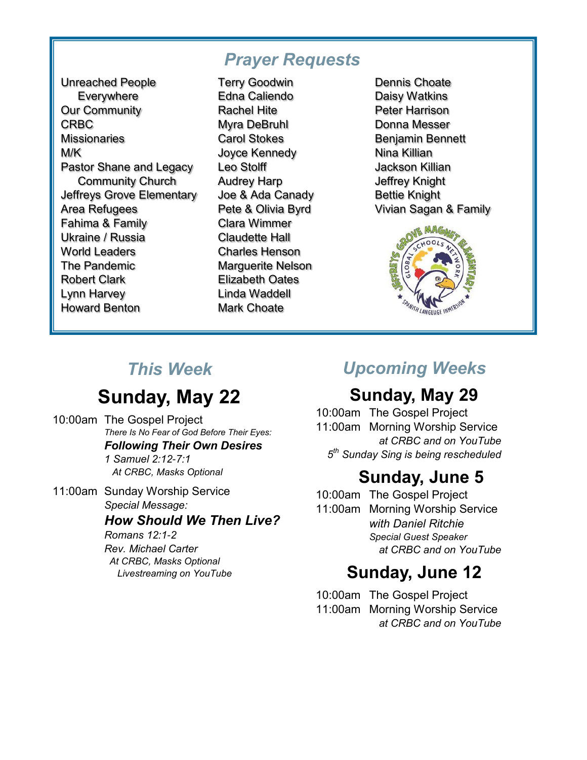## *Prayer Requests*

Unreached People Everywhere
Our Community
CRBC
Missionaries
M/K
Pastor Shane and Legacy Community Church
Jeffreys Grove Elementary
Area Refugees
Fahima & Family
Ukraine / Russia
World Leaders
The Pandemic
Robert Clark
Lynn Harvey
Howard Benton
Terry Goodwin
Edna Caliendo
Rachel Hite
Myra DeBruhl
Carol Stokes
Joyce Kennedy
Leo Stolff
Audrey Harp
Joe & Ada Canady
Pete & Olivia Byrd
Clara Wimmer
Claudette Hall
Charles Henson
Marguerite Nelson
Elizabeth Oates
Linda Waddell
Mark Choate
Dennis Choate
Daisy Watkins
Peter Harrison
Donna Messer
Benjamin Bennett
Nina Killian
Jackson Killian
Jeffrey Knight
Bettie Knight
Vivian Sagan & Family

## *This Week*

# Sunday, May 22

10:00am The Gospel Project
*There Is No Fear of God Before Their Eyes:*
***Following Their Own Desires***
*1 Samuel 2:12-7:1*
*At CRBC, Masks Optional*

11:00am Sunday Worship Service
*Special Message:*
***How Should We Then Live?***
*Romans 12:1-2*
*Rev. Michael Carter*
*At CRBC, Masks Optional*
*Livestreaming on YouTube*

## *Upcoming Weeks*

# Sunday, May 29

10:00am The Gospel Project
11:00am Morning Worship Service
*at CRBC and on YouTube*
*5th Sunday Sing is being rescheduled*

# Sunday, June 5

10:00am The Gospel Project
11:00am Morning Worship Service
*with Daniel Ritchie*
*Special Guest Speaker*
*at CRBC and on YouTube*

# Sunday, June 12

10:00am The Gospel Project
11:00am Morning Worship Service
*at CRBC and on YouTube*